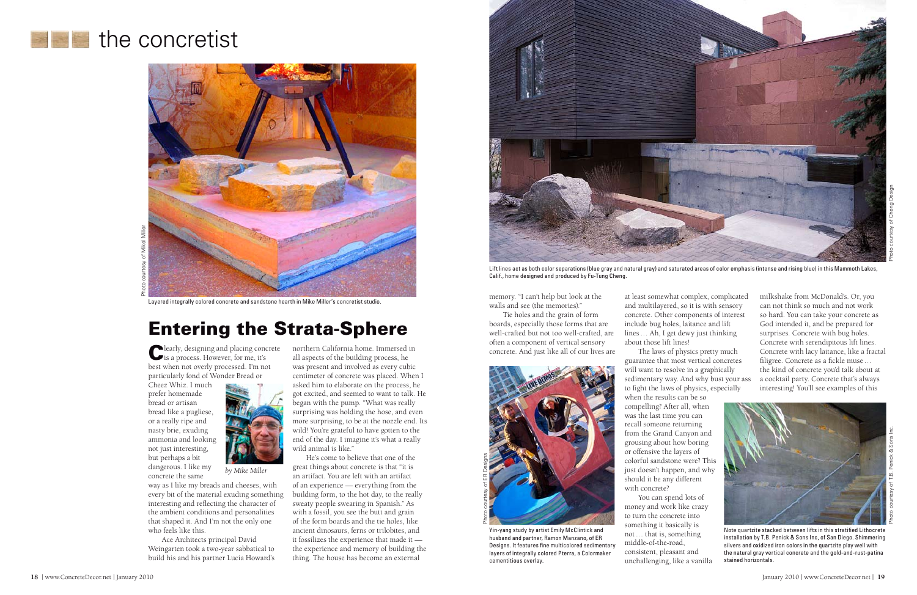# the concretist

Photo courtesy of Mikel Miller

Layered integrally colored concrete and sandstone hearth in Mike Miller's concretist studio.

## Entering the Strata-Sphere

*by Mike Miller*

Clearly, designing and placing concrete is a process. However, for me, it's best when not overly processed. I'm not particularly fond of Wonder Bread or Cheez Whiz. I much prefer homemade bread or artisan bread like a pugliese, or a really ripe and nasty brie, exuding ammonia and looking not just interesting, but perhaps a bit dangerous. I like my concrete the same way as I like my breads and cheeses, with every bit of the material exuding something interesting and reflecting the character of the ambient conditions and personalities that shaped it. And I'm not the only one who feels like this.

Ace Architects principal David Weingarten took a two-year sabbatical to build his and his partner Lucia Howard's northern California home. Immersed in all aspects of the building process, he was present and involved as every cubic centimeter of concrete was placed. When I asked him to elaborate on the process, he got excited, and seemed to want to talk. He began with the pump. "What was really surprising was holding the hose, and even more surprising, to be at the nozzle end. Its wild! You're grateful to have gotten to the end of the day. I imagine it's what a really wild animal is like."

He's come to believe that one of the great things about concrete is that "it is an artifact. You are left with an artifact of an experience — everything from the building form, to the hot day, to the really sweaty people swearing in Spanish." As with a fossil, you see the butt and grain of the form boards and the tie holes, like ancient dinosaurs, ferns or trilobites, and it fossilizes the experience that made it — the experience and memory of building the thing. The house has become an external memory. "I can't help but look at the walls and see (the memories)."

Tie holes and the grain of form boards, especially those forms that are well-crafted but not too well-crafted, are often a component of vertical sensory concrete. And just like all of our lives are at least somewhat complex, complicated and multilayered, so it is with sensory concrete. Other components of interest include bug holes, laitance and lift lines … Ah, I get dewy just thinking about those lift lines!

The laws of physics pretty much guarantee that most vertical concretes will want to resolve in a graphically sedimentary way. And why bust your ass to fight the laws of physics, especially when the results can be so compelling? After all, when was the last time you can recall someone returning from the Grand Canyon and grousing about how boring or offensive the layers of colorful sandstone were? This just doesn't happen, and why should it be any different with concrete?

You can spend lots of money and work like crazy to turn the concrete into something it basically is not … that is, something middle-of-the-road, consistent, pleasant and unchallenging, like a vanilla milkshake from McDonald's. Or, you can not think so much and not work so hard. You can take your concrete as God intended it, and be prepared for surprises. Concrete with bug holes. Concrete with serendipitous lift lines. Concrete with lacy laitance, like a fractal filigree. Concrete as a fickle muse … the kind of concrete you'd talk about at a cocktail party. Concrete that's always interesting! You'll see examples of this

Photo courtesy of Cheng Design

Lift lines act as both color separations (blue gray and natural gray) and saturated areas of color emphasis (intense and rising blue) in this Mammoth Lakes, Calif., home designed and produced by Fu-Tung Cheng.

Photo courtesy of ER Designs

Yin-yang study by artist Emily McClintick and husband and partner, Ramon Manzano, of ER Designs. It features fine multicolored sedimentary layers of integrally colored Pterra, a Colormaker cementitious overlay.

Photo courtesy of T.B. Penick & Sons Inc.

Note quartzite stacked between lifts in this stratified Lithocrete installation by T.B. Penick & Sons Inc, of San Diego. Shimmering silvers and oxidized iron colors in the quartzite play well with the natural gray vertical concrete and the gold-and-rust-patina stained horizontals.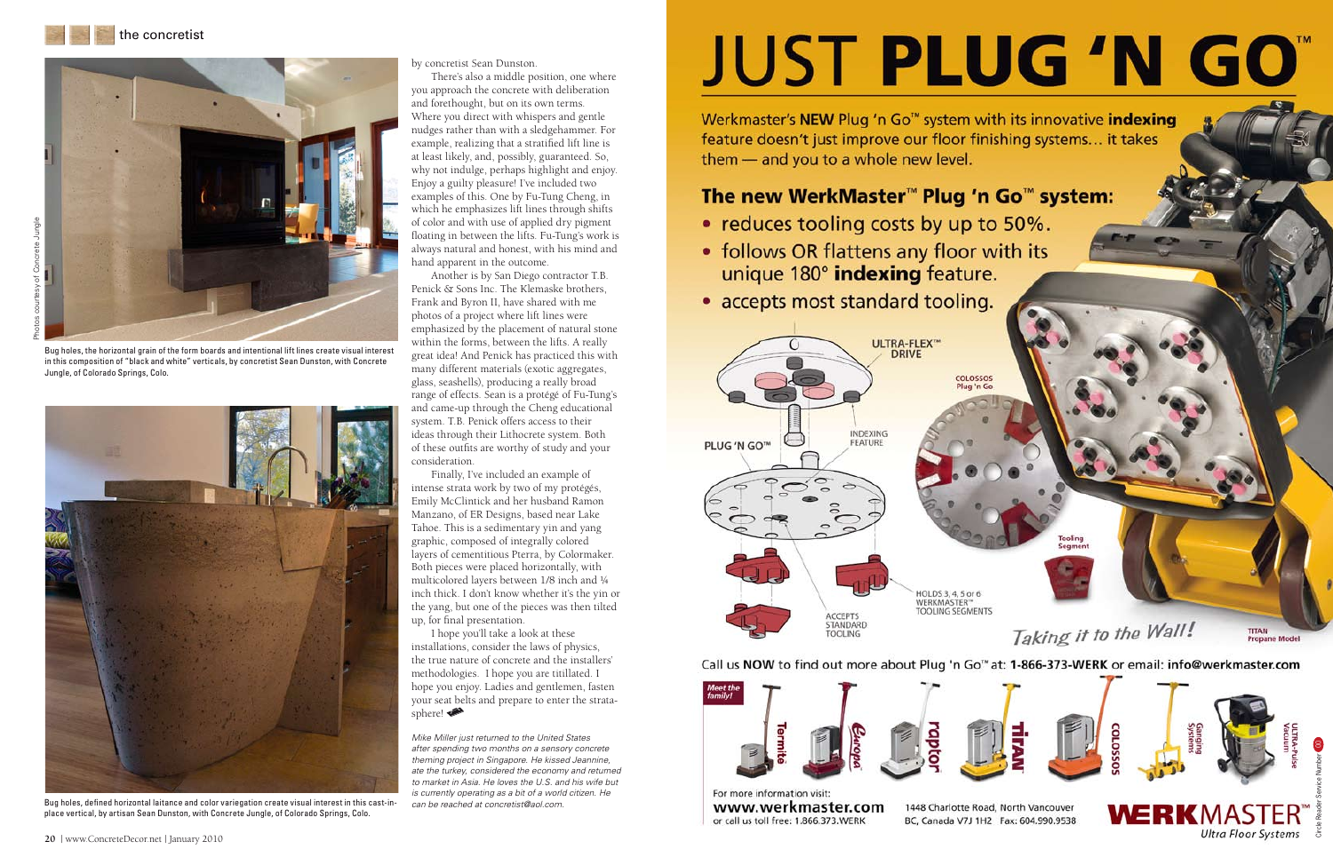by concretist Sean Dunston.

There's also a middle position, one where you approach the concrete with deliberation and forethought, but on its own terms. Where you direct with whispers and gentle nudges rather than with a sledgehammer. For example, realizing that a stratified lift line is at least likely, and, possibly, guaranteed. So, why not indulge, perhaps highlight and enjoy. Enjoy a guilty pleasure! I've included two examples of this. One by Fu-Tung Cheng, in which he emphasizes lift lines through shifts of color and with use of applied dry pigment floating in between the lifts. Fu-Tung's work is always natural and honest, with his mind and hand apparent in the outcome.

Another is by San Diego contractor T.B. Penick & Sons Inc. The Klemaske brothers, Frank and Byron II, have shared with me photos of a project where lift lines were emphasized by the placement of natural stone within the forms, between the lifts. A really great idea! And Penick has practiced this with many different materials (exotic aggregates, glass, seashells), producing a really broad range of effects. Sean is a protégé of Fu-Tung's and came-up through the Cheng educational system. T.B. Penick offers access to their ideas through their Lithocrete system. Both of these outfits are worthy of study and your consideration.

Finally, I've included an example of intense strata work by two of my protégés, Emily McClintick and her husband Ramon Manzano, of ER Designs, based near Lake Tahoe. This is a sedimentary yin and yang graphic, composed of integrally colored layers of cementitious Pterra, by Colormaker. Both pieces were placed horizontally, with multicolored layers between 1/8 inch and ¼ inch thick. I don't know whether it's the yin or the yang, but one of the pieces was then tilted up, for final presentation.

I hope you'll take a look at these installations, consider the laws of physics, the true nature of concrete and the installers' methodologies. I hope you are titillated. I hope you enjoy. Ladies and gentlemen, fasten your seat belts and prepare to enter the strata-sphere!

*Mike Miller just returned to the United States after spending two months on a sensory concrete theming project in Singapore. He kissed Jeannine, ate the turkey, considered the economy and returned to market in Asia. He loves the U.S. and his wife but is currently operating as a bit of a world citizen. He can be reached at concretist@aol.com.*

Photos courtesy of Concrete Jungle

Bug holes, the horizontal grain of the form boards and intentional lift lines create visual interest in this composition of "black and white" verticals, by concretist Sean Dunston, with Concrete Jungle, of Colorado Springs, Colo.

Bug holes, defined horizontal laitance and color variegation create visual interest in this cast-in-place vertical, by artisan Sean Dunston, with Concrete Jungle, of Colorado Springs, Colo.

# JUST PLUG 'N GO™

Werkmaster's **NEW** Plug 'n Go™ system with its innovative **indexing** feature doesn't just improve our floor finishing systems... it takes them — and you to a whole new level.

## The new WerkMaster™ Plug 'n Go™ system:

- reduces tooling costs by up to 50%.
- follows OR flattens any floor with its unique 180° **indexing** feature.
- accepts most standard tooling.

ULTRA-FLEX™ DRIVE
COLOSSOS Plug 'n Go
INDEXING FEATURE
PLUG 'N GO™
Tooling Segment
HOLDS 3, 4, 5 or 6 WERKMASTER™ TOOLING SEGMENTS
ACCEPTS STANDARD TOOLING

*Taking it to the Wall!*

TITAN Propane Model

Call us **NOW** to find out more about Plug 'n Go™ at: **1-866-373-WERK** or email: **info@werkmaster.com**

*Meet the family!*

Termite
Europa
raptor
TITAN
COLOSSOS
Ganging Systems
ULTRA-Pulse Vacuum

For more information visit:
**www.werkmaster.com**
or call us toll free: 1.866.373.WERK

1448 Charlotte Road, North Vancouver
BC, Canada V7J 1H2 Fax: 604.990.9538

**WERKMASTER™**
*Ultra Floor Systems*

Circle Reader Service Number 00